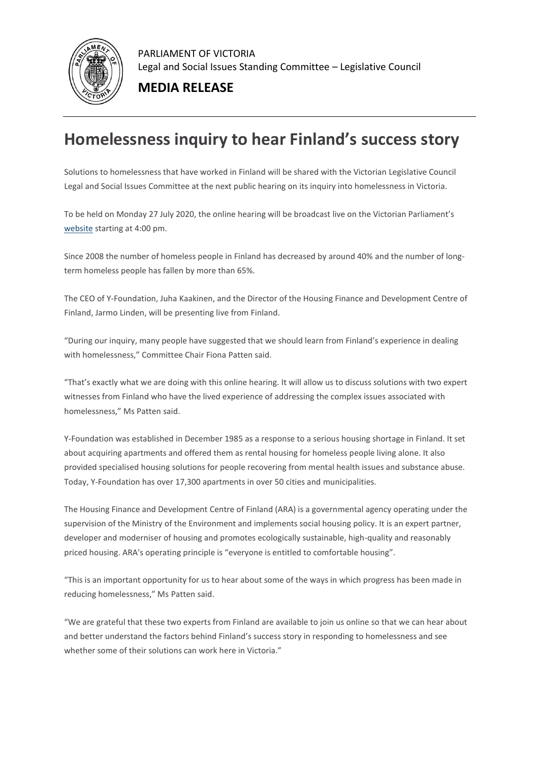PARLIAMENT OF VICTORIA
Legal and Social Issues Standing Committee – Legislative Council

**MEDIA RELEASE**

# Homelessness inquiry to hear Finland's success story

Solutions to homelessness that have worked in Finland will be shared with the Victorian Legislative Council Legal and Social Issues Committee at the next public hearing on its inquiry into homelessness in Victoria.

To be held on Monday 27 July 2020, the online hearing will be broadcast live on the Victorian Parliament's website starting at 4:00 pm.

Since 2008 the number of homeless people in Finland has decreased by around 40% and the number of long-term homeless people has fallen by more than 65%.

The CEO of Y-Foundation, Juha Kaakinen, and the Director of the Housing Finance and Development Centre of Finland, Jarmo Linden, will be presenting live from Finland.

"During our inquiry, many people have suggested that we should learn from Finland's experience in dealing with homelessness," Committee Chair Fiona Patten said.

"That's exactly what we are doing with this online hearing. It will allow us to discuss solutions with two expert witnesses from Finland who have the lived experience of addressing the complex issues associated with homelessness," Ms Patten said.

Y-Foundation was established in December 1985 as a response to a serious housing shortage in Finland. It set about acquiring apartments and offered them as rental housing for homeless people living alone. It also provided specialised housing solutions for people recovering from mental health issues and substance abuse. Today, Y-Foundation has over 17,300 apartments in over 50 cities and municipalities.

The Housing Finance and Development Centre of Finland (ARA) is a governmental agency operating under the supervision of the Ministry of the Environment and implements social housing policy. It is an expert partner, developer and moderniser of housing and promotes ecologically sustainable, high-quality and reasonably priced housing. ARA's operating principle is "everyone is entitled to comfortable housing".

"This is an important opportunity for us to hear about some of the ways in which progress has been made in reducing homelessness," Ms Patten said.

"We are grateful that these two experts from Finland are available to join us online so that we can hear about and better understand the factors behind Finland's success story in responding to homelessness and see whether some of their solutions can work here in Victoria."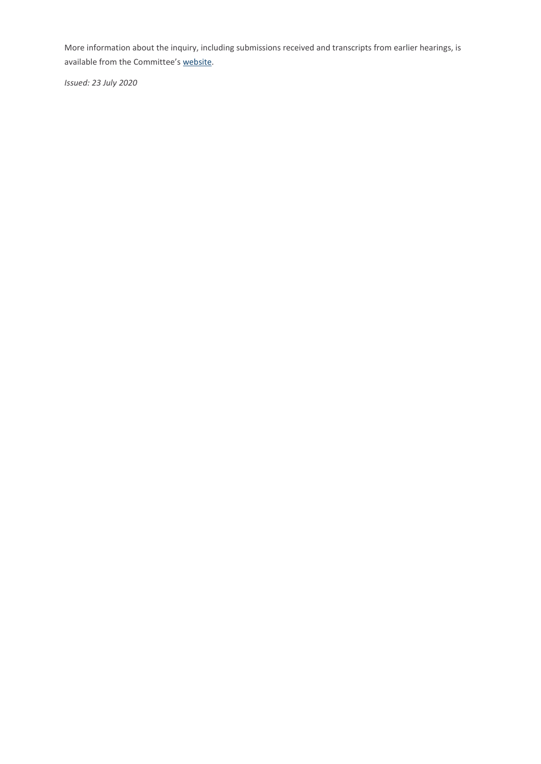More information about the inquiry, including submissions received and transcripts from earlier hearings, is available from the Committee's website.

*Issued: 23 July 2020*